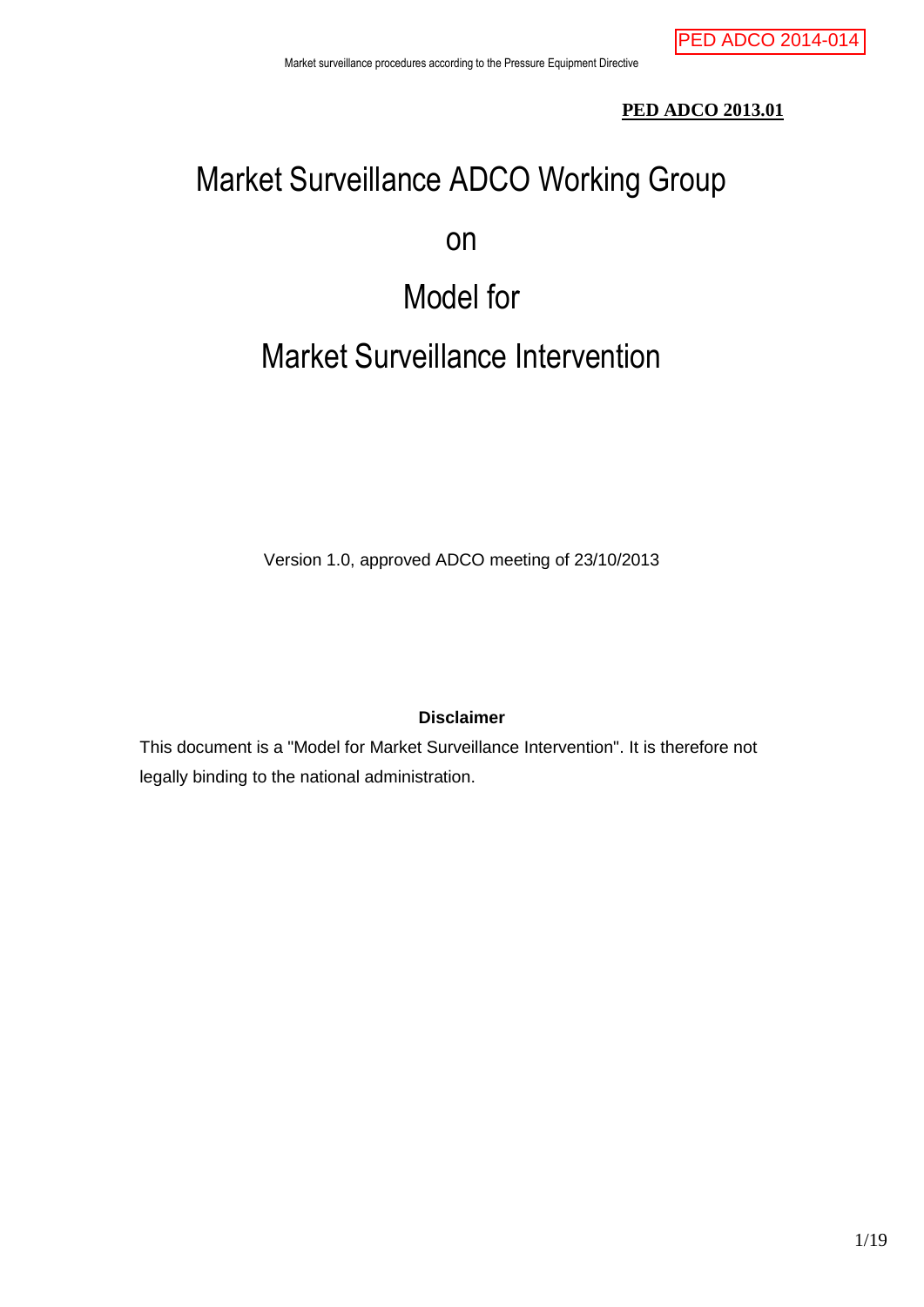PED ADCO 2014-014

**PED ADCO 2013.01**

# Market Surveillance ADCO Working Group

# on

# Model for

# Market Surveillance Intervention

Version 1.0, approved ADCO meeting of 23/10/2013

**Disclaimer**

This document is a "Model for Market Surveillance Intervention". It is therefore not legally binding to the national administration.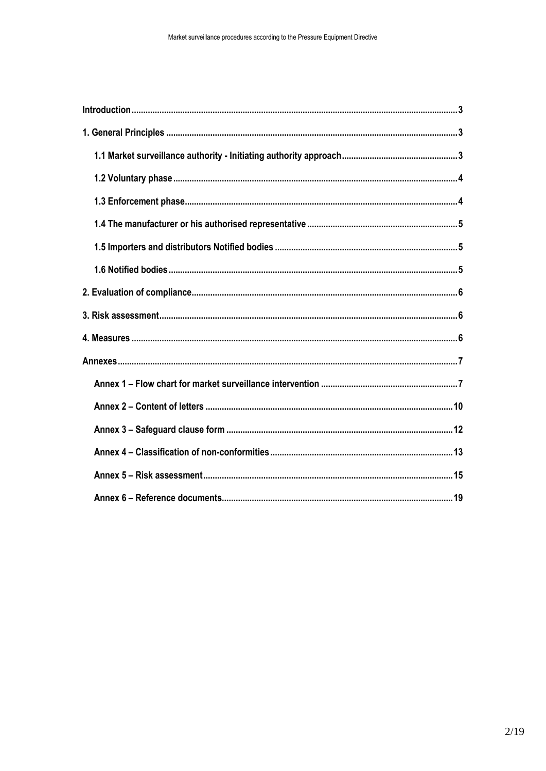Introduction ... 3

1. General Principles ... 3

   1.1 Market surveillance authority - Initiating authority approach ... 3

   1.2 Voluntary phase ... 4

   1.3 Enforcement phase ... 4

   1.4 The manufacturer or his authorised representative ... 5

   1.5 Importers and distributors Notified bodies ... 5

   1.6 Notified bodies ... 5

2. Evaluation of compliance ... 6

3. Risk assessment ... 6

4. Measures ... 6

Annexes ... 7

   Annex 1 – Flow chart for market surveillance intervention ... 7

   Annex 2 – Content of letters ... 10

   Annex 3 – Safeguard clause form ... 12

   Annex 4 – Classification of non-conformities ... 13

   Annex 5 – Risk assessment ... 15

   Annex 6 – Reference documents ... 19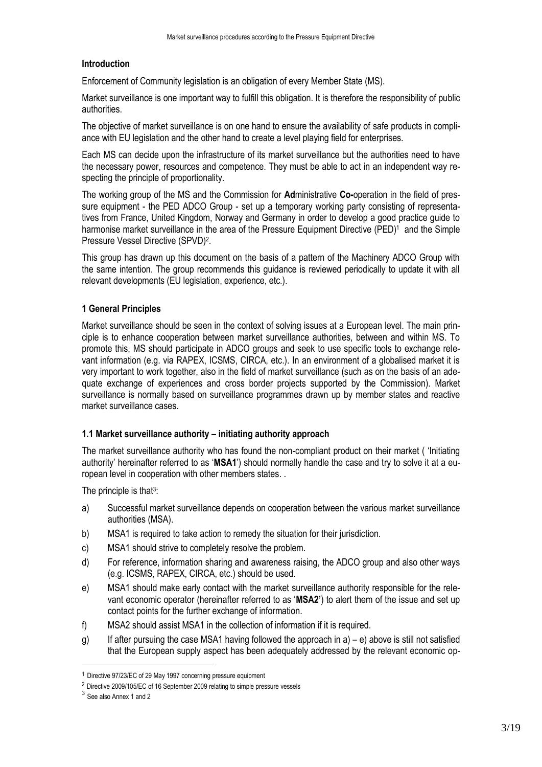## Introduction

Enforcement of Community legislation is an obligation of every Member State (MS).

Market surveillance is one important way to fulfill this obligation. It is therefore the responsibility of public authorities.

The objective of market surveillance is on one hand to ensure the availability of safe products in compliance with EU legislation and the other hand to create a level playing field for enterprises.

Each MS can decide upon the infrastructure of its market surveillance but the authorities need to have the necessary power, resources and competence. They must be able to act in an independent way respecting the principle of proportionality.

The working group of the MS and the Commission for **Ad**ministrative **Co-**operation in the field of pressure equipment - the PED ADCO Group - set up a temporary working party consisting of representatives from France, United Kingdom, Norway and Germany in order to develop a good practice guide to harmonise market surveillance in the area of the Pressure Equipment Directive (PED)[1] and the Simple Pressure Vessel Directive (SPVD)[2].

This group has drawn up this document on the basis of a pattern of the Machinery ADCO Group with the same intention. The group recommends this guidance is reviewed periodically to update it with all relevant developments (EU legislation, experience, etc.).

## 1 General Principles

Market surveillance should be seen in the context of solving issues at a European level. The main principle is to enhance cooperation between market surveillance authorities, between and within MS. To promote this, MS should participate in ADCO groups and seek to use specific tools to exchange relevant information (e.g. via RAPEX, ICSMS, CIRCA, etc.). In an environment of a globalised market it is very important to work together, also in the field of market surveillance (such as on the basis of an adequate exchange of experiences and cross border projects supported by the Commission). Market surveillance is normally based on surveillance programmes drawn up by member states and reactive market surveillance cases.

### 1.1 Market surveillance authority – initiating authority approach

The market surveillance authority who has found the non-compliant product on their market ( 'Initiating authority' hereinafter referred to as '**MSA1**') should normally handle the case and try to solve it at a european level in cooperation with other members states. .

The principle is that[3]:

a) Successful market surveillance depends on cooperation between the various market surveillance authorities (MSA).

b) MSA1 is required to take action to remedy the situation for their jurisdiction.

c) MSA1 should strive to completely resolve the problem.

d) For reference, information sharing and awareness raising, the ADCO group and also other ways (e.g. ICSMS, RAPEX, CIRCA, etc.) should be used.

e) MSA1 should make early contact with the market surveillance authority responsible for the relevant economic operator (hereinafter referred to as '**MSA2'**) to alert them of the issue and set up contact points for the further exchange of information.

f) MSA2 should assist MSA1 in the collection of information if it is required.

g) If after pursuing the case MSA1 having followed the approach in a) – e) above is still not satisfied that the European supply aspect has been adequately addressed by the relevant economic op-

---

[1] Directive 97/23/EC of 29 May 1997 concerning pressure equipment

[2] Directive 2009/105/EC of 16 September 2009 relating to simple pressure vessels

[3] See also Annex 1 and 2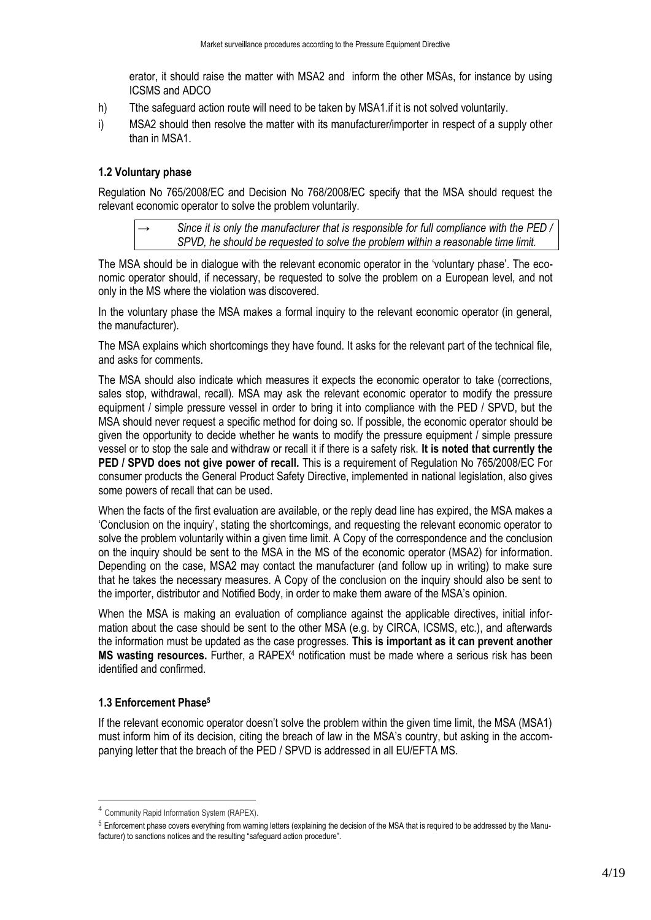erator, it should raise the matter with MSA2 and inform the other MSAs, for instance by using ICSMS and ADCO

h) Tthe safeguard action route will need to be taken by MSA1.if it is not solved voluntarily.

i) MSA2 should then resolve the matter with its manufacturer/importer in respect of a supply other than in MSA1.

### 1.2 Voluntary phase

Regulation No 765/2008/EC and Decision No 768/2008/EC specify that the MSA should request the relevant economic operator to solve the problem voluntarily.

> → *Since it is only the manufacturer that is responsible for full compliance with the PED / SPVD, he should be requested to solve the problem within a reasonable time limit.*

The MSA should be in dialogue with the relevant economic operator in the 'voluntary phase'. The economic operator should, if necessary, be requested to solve the problem on a European level, and not only in the MS where the violation was discovered.

In the voluntary phase the MSA makes a formal inquiry to the relevant economic operator (in general, the manufacturer).

The MSA explains which shortcomings they have found. It asks for the relevant part of the technical file, and asks for comments.

The MSA should also indicate which measures it expects the economic operator to take (corrections, sales stop, withdrawal, recall). MSA may ask the relevant economic operator to modify the pressure equipment / simple pressure vessel in order to bring it into compliance with the PED / SPVD, but the MSA should never request a specific method for doing so. If possible, the economic operator should be given the opportunity to decide whether he wants to modify the pressure equipment / simple pressure vessel or to stop the sale and withdraw or recall it if there is a safety risk. **It is noted that currently the PED / SPVD does not give power of recall.** This is a requirement of Regulation No 765/2008/EC For consumer products the General Product Safety Directive, implemented in national legislation, also gives some powers of recall that can be used.

When the facts of the first evaluation are available, or the reply dead line has expired, the MSA makes a 'Conclusion on the inquiry', stating the shortcomings, and requesting the relevant economic operator to solve the problem voluntarily within a given time limit. A Copy of the correspondence and the conclusion on the inquiry should be sent to the MSA in the MS of the economic operator (MSA2) for information. Depending on the case, MSA2 may contact the manufacturer (and follow up in writing) to make sure that he takes the necessary measures. A Copy of the conclusion on the inquiry should also be sent to the importer, distributor and Notified Body, in order to make them aware of the MSA's opinion.

When the MSA is making an evaluation of compliance against the applicable directives, initial information about the case should be sent to the other MSA (e.g. by CIRCA, ICSMS, etc.), and afterwards the information must be updated as the case progresses. **This is important as it can prevent another MS wasting resources.** Further, a RAPEX[4] notification must be made where a serious risk has been identified and confirmed.

### 1.3 Enforcement Phase[5]

If the relevant economic operator doesn't solve the problem within the given time limit, the MSA (MSA1) must inform him of its decision, citing the breach of law in the MSA's country, but asking in the accompanying letter that the breach of the PED / SPVD is addressed in all EU/EFTA MS.

---

[4] Community Rapid Information System (RAPEX).

[5] Enforcement phase covers everything from warning letters (explaining the decision of the MSA that is required to be addressed by the Manufacturer) to sanctions notices and the resulting "safeguard action procedure".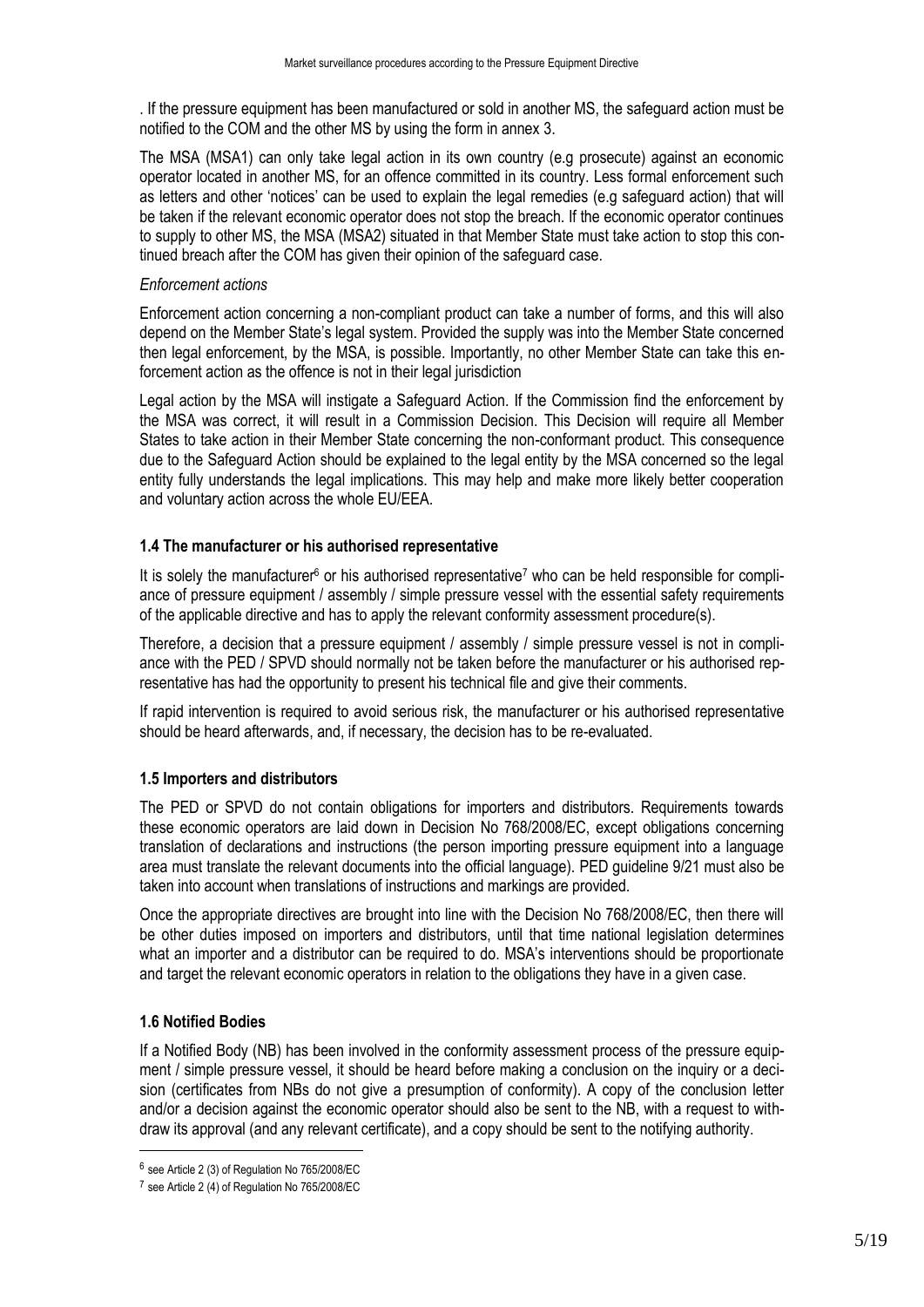. If the pressure equipment has been manufactured or sold in another MS, the safeguard action must be notified to the COM and the other MS by using the form in annex 3.

The MSA (MSA1) can only take legal action in its own country (e.g prosecute) against an economic operator located in another MS, for an offence committed in its country. Less formal enforcement such as letters and other 'notices' can be used to explain the legal remedies (e.g safeguard action) that will be taken if the relevant economic operator does not stop the breach. If the economic operator continues to supply to other MS, the MSA (MSA2) situated in that Member State must take action to stop this continued breach after the COM has given their opinion of the safeguard case.

*Enforcement actions*

Enforcement action concerning a non-compliant product can take a number of forms, and this will also depend on the Member State's legal system. Provided the supply was into the Member State concerned then legal enforcement, by the MSA, is possible. Importantly, no other Member State can take this enforcement action as the offence is not in their legal jurisdiction

Legal action by the MSA will instigate a Safeguard Action. If the Commission find the enforcement by the MSA was correct, it will result in a Commission Decision. This Decision will require all Member States to take action in their Member State concerning the non-conformant product. This consequence due to the Safeguard Action should be explained to the legal entity by the MSA concerned so the legal entity fully understands the legal implications. This may help and make more likely better cooperation and voluntary action across the whole EU/EEA.

### 1.4 The manufacturer or his authorised representative

It is solely the manufacturer[6] or his authorised representative[7] who can be held responsible for compliance of pressure equipment / assembly / simple pressure vessel with the essential safety requirements of the applicable directive and has to apply the relevant conformity assessment procedure(s).

Therefore, a decision that a pressure equipment / assembly / simple pressure vessel is not in compliance with the PED / SPVD should normally not be taken before the manufacturer or his authorised representative has had the opportunity to present his technical file and give their comments.

If rapid intervention is required to avoid serious risk, the manufacturer or his authorised representative should be heard afterwards, and, if necessary, the decision has to be re-evaluated.

### 1.5 Importers and distributors

The PED or SPVD do not contain obligations for importers and distributors. Requirements towards these economic operators are laid down in Decision No 768/2008/EC, except obligations concerning translation of declarations and instructions (the person importing pressure equipment into a language area must translate the relevant documents into the official language). PED guideline 9/21 must also be taken into account when translations of instructions and markings are provided.

Once the appropriate directives are brought into line with the Decision No 768/2008/EC, then there will be other duties imposed on importers and distributors, until that time national legislation determines what an importer and a distributor can be required to do. MSA's interventions should be proportionate and target the relevant economic operators in relation to the obligations they have in a given case.

### 1.6 Notified Bodies

If a Notified Body (NB) has been involved in the conformity assessment process of the pressure equipment / simple pressure vessel, it should be heard before making a conclusion on the inquiry or a decision (certificates from NBs do not give a presumption of conformity). A copy of the conclusion letter and/or a decision against the economic operator should also be sent to the NB, with a request to withdraw its approval (and any relevant certificate), and a copy should be sent to the notifying authority.

---

[6] see Article 2 (3) of Regulation No 765/2008/EC

[7] see Article 2 (4) of Regulation No 765/2008/EC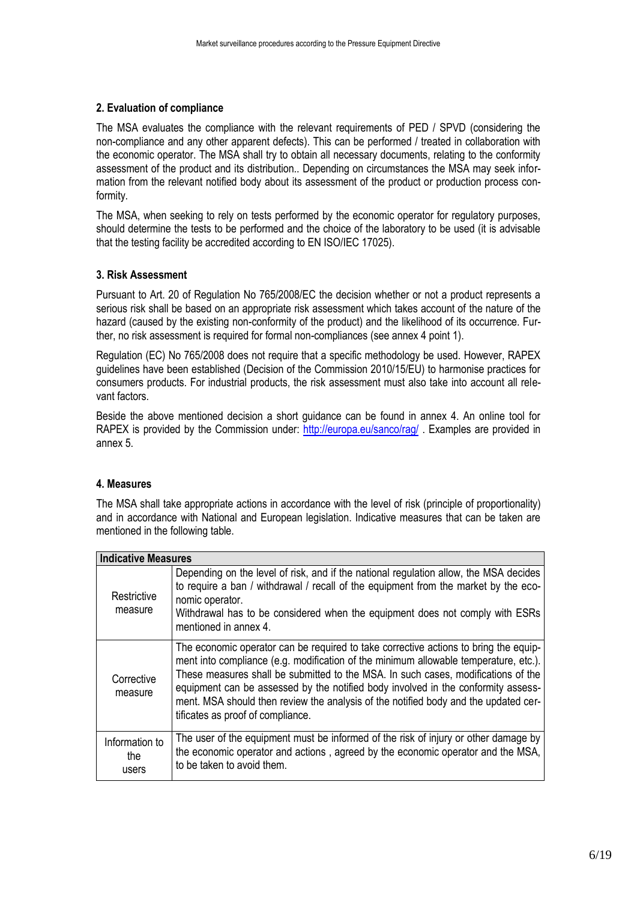## 2. Evaluation of compliance

The MSA evaluates the compliance with the relevant requirements of PED / SPVD (considering the non-compliance and any other apparent defects). This can be performed / treated in collaboration with the economic operator. The MSA shall try to obtain all necessary documents, relating to the conformity assessment of the product and its distribution.. Depending on circumstances the MSA may seek information from the relevant notified body about its assessment of the product or production process conformity.

The MSA, when seeking to rely on tests performed by the economic operator for regulatory purposes, should determine the tests to be performed and the choice of the laboratory to be used (it is advisable that the testing facility be accredited according to EN ISO/IEC 17025).

## 3. Risk Assessment

Pursuant to Art. 20 of Regulation No 765/2008/EC the decision whether or not a product represents a serious risk shall be based on an appropriate risk assessment which takes account of the nature of the hazard (caused by the existing non-conformity of the product) and the likelihood of its occurrence. Further, no risk assessment is required for formal non-compliances (see annex 4 point 1).

Regulation (EC) No 765/2008 does not require that a specific methodology be used. However, RAPEX guidelines have been established (Decision of the Commission 2010/15/EU) to harmonise practices for consumers products. For industrial products, the risk assessment must also take into account all relevant factors.

Beside the above mentioned decision a short guidance can be found in annex 4. An online tool for RAPEX is provided by the Commission under: http://europa.eu/sanco/rag/ . Examples are provided in annex 5.

## 4. Measures

The MSA shall take appropriate actions in accordance with the level of risk (principle of proportionality) and in accordance with National and European legislation. Indicative measures that can be taken are mentioned in the following table.

| **Indicative Measures** | |
|---|---|
| Restrictive measure | Depending on the level of risk, and if the national regulation allow, the MSA decides to require a ban / withdrawal / recall of the equipment from the market by the economic operator.<br>Withdrawal has to be considered when the equipment does not comply with ESRs mentioned in annex 4. |
| Corrective measure | The economic operator can be required to take corrective actions to bring the equipment into compliance (e.g. modification of the minimum allowable temperature, etc.). These measures shall be submitted to the MSA. In such cases, modifications of the equipment can be assessed by the notified body involved in the conformity assessment. MSA should then review the analysis of the notified body and the updated certificates as proof of compliance. |
| Information to the users | The user of the equipment must be informed of the risk of injury or other damage by the economic operator and actions , agreed by the economic operator and the MSA, to be taken to avoid them. |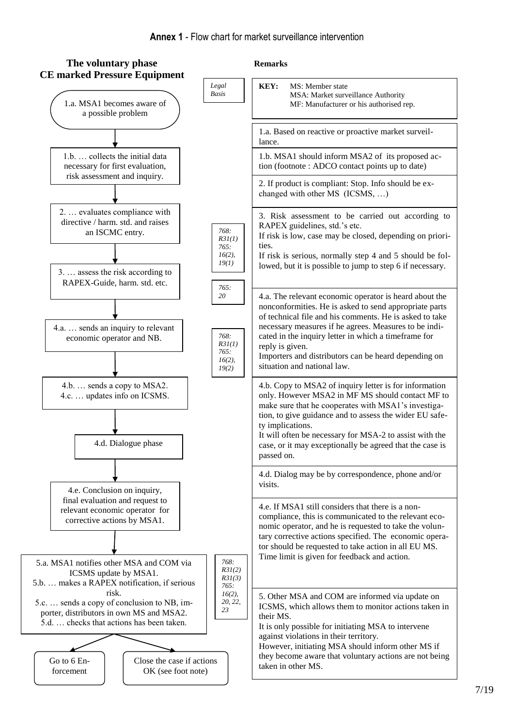**Annex 1** - Flow chart for market surveillance intervention

## The voluntary phase CE marked Pressure Equipment

| Flow chart step | Legal Basis | Remarks |
|---|---|---|
| | | **KEY:** MS: Member state; MSA: Market surveillance Authority; MF: Manufacturer or his authorised rep. |
| 1.a. MSA1 becomes aware of a possible problem | | 1.a. Based on reactive or proactive market surveillance. |
| 1.b. … collects the initial data necessary for first evaluation, risk assessment and inquiry. | | 1.b. MSA1 should inform MSA2 of its proposed action (footnote : ADCO contact points up to date) |
| 2. … evaluates compliance with directive / harm. std. and raises an ISCMC entry. | *768: R31(1) 765: 16(2), 19(1)* | 2. If product is compliant: Stop. Info should be exchanged with other MS (ICSMS, …) |
| 3. … assess the risk according to RAPEX-Guide, harm. std. etc. | *765: 20* | 3. Risk assessment to be carried out according to RAPEX guidelines, std.'s etc. If risk is low, case may be closed, depending on priorities. If risk is serious, normally step 4 and 5 should be followed, but it is possible to jump to step 6 if necessary. |
| 4.a. … sends an inquiry to relevant economic operator and NB. | *768: R31(1) 765: 16(2), 19(2)* | 4.a. The relevant economic operator is heard about the nonconformities. He is asked to send appropriate parts of technical file and his comments. He is asked to take necessary measures if he agrees. Measures to be indicated in the inquiry letter in which a timeframe for reply is given. Importers and distributors can be heard depending on situation and national law. |
| 4.b. … sends a copy to MSA2. 4.c. … updates info on ICSMS. | | 4.b. Copy to MSA2 of inquiry letter is for information only. However MSA2 in MF MS should contact MF to make sure that he cooperates with MSA1's investigation, to give guidance and to assess the wider EU safety implications. It will often be necessary for MSA-2 to assist with the case, or it may exceptionally be agreed that the case is passed on. |
| 4.d. Dialogue phase | | 4.d. Dialog may be by correspondence, phone and/or visits. |
| 4.e. Conclusion on inquiry, final evaluation and request to relevant economic operator for corrective actions by MSA1. | | 4.e. If MSA1 still considers that there is a non-compliance, this is communicated to the relevant economic operator, and he is requested to take the voluntary corrective actions specified. The economic operator should be requested to take action in all EU MS. Time limit is given for feedback and action. |
| 5.a. MSA1 notifies other MSA and COM via ICSMS update by MSA1. 5.b. … makes a RAPEX notification, if serious risk. 5.c. … sends a copy of conclusion to NB, importer, distributors in own MS and MSA2. 5.d. … checks that actions has been taken. | *768: R31(2) R31(3) 765: 16(2), 20, 22, 23* | 5. Other MSA and COM are informed via update on ICSMS, which allows them to monitor actions taken in their MS. It is only possible for initiating MSA to intervene against violations in their territory. However, initiating MSA should inform other MS if they become aware that voluntary actions are not being taken in other MS. |
| Go to 6 Enforcement / Close the case if actions OK (see foot note) | | |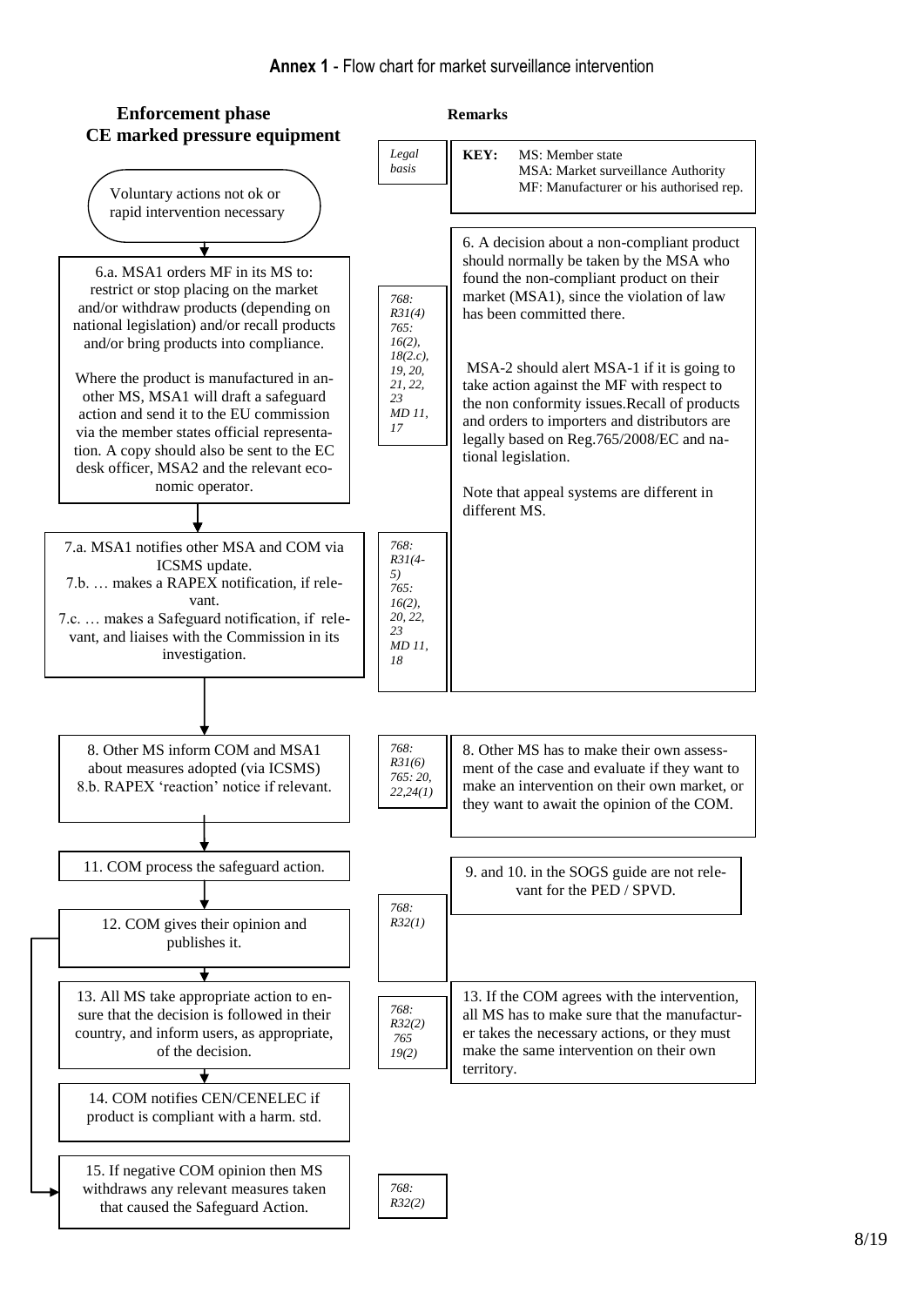**Annex 1** - Flow chart for market surveillance intervention

| Enforcement phase CE marked pressure equipment | Legal basis | Remarks |
|---|---|---|
| | | **KEY:** MS: Member state<br>MSA: Market surveillance Authority<br>MF: Manufacturer or his authorised rep. |
| Voluntary actions not ok or rapid intervention necessary | | |
| 6.a. MSA1 orders MF in its MS to: restrict or stop placing on the market and/or withdraw products (depending on national legislation) and/or recall products and/or bring products into compliance.<br><br>Where the product is manufactured in another MS, MSA1 will draft a safeguard action and send it to the EU commission via the member states official representation. A copy should also be sent to the EC desk officer, MSA2 and the relevant economic operator. | *768: R31(4)<br>765: 16(2), 18(2.c), 19, 20, 21, 22, 23<br>MD 11, 17* | 6. A decision about a non-compliant product should normally be taken by the MSA who found the non-compliant product on their market (MSA1), since the violation of law has been committed there.<br><br>MSA-2 should alert MSA-1 if it is going to take action against the MF with respect to the non conformity issues.Recall of products and orders to importers and distributors are legally based on Reg.765/2008/EC and national legislation.<br><br>Note that appeal systems are different in different MS. |
| 7.a. MSA1 notifies other MSA and COM via ICSMS update.<br>7.b. … makes a RAPEX notification, if relevant.<br>7.c. … makes a Safeguard notification, if relevant, and liaises with the Commission in its investigation. | *768: R31(4-5)<br>765: 16(2), 20, 22, 23<br>MD 11, 18* | |
| 8. Other MS inform COM and MSA1 about measures adopted (via ICSMS)<br>8.b. RAPEX 'reaction' notice if relevant. | *768: R31(6)<br>765: 20, 22,24(1)* | 8. Other MS has to make their own assessment of the case and evaluate if they want to make an intervention on their own market, or they want to await the opinion of the COM. |
| 11. COM process the safeguard action. | | 9. and 10. in the SOGS guide are not relevant for the PED / SPVD. |
| 12. COM gives their opinion and publishes it. | *768: R32(1)* | |
| 13. All MS take appropriate action to ensure that the decision is followed in their country, and inform users, as appropriate, of the decision. | *768: R32(2)<br>765 19(2)* | 13. If the COM agrees with the intervention, all MS has to make sure that the manufacturer takes the necessary actions, or they must make the same intervention on their own territory. |
| 14. COM notifies CEN/CENELEC if product is compliant with a harm. std. | | |
| 15. If negative COM opinion then MS withdraws any relevant measures taken that caused the Safeguard Action. | *768: R32(2)* | |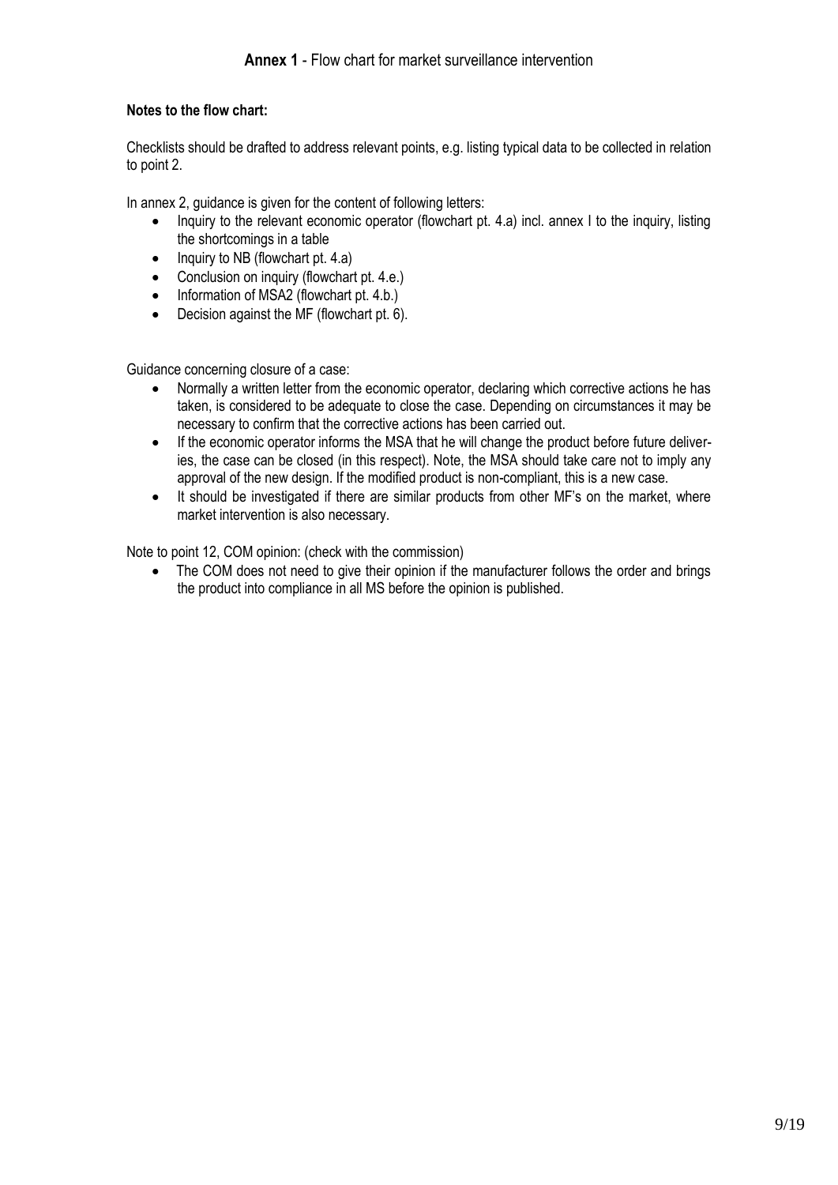## **Annex 1** - Flow chart for market surveillance intervention

**Notes to the flow chart:**

Checklists should be drafted to address relevant points, e.g. listing typical data to be collected in relation to point 2.

In annex 2, guidance is given for the content of following letters:

- Inquiry to the relevant economic operator (flowchart pt. 4.a) incl. annex I to the inquiry, listing the shortcomings in a table
- Inquiry to NB (flowchart pt. 4.a)
- Conclusion on inquiry (flowchart pt. 4.e.)
- Information of MSA2 (flowchart pt. 4.b.)
- Decision against the MF (flowchart pt. 6).

Guidance concerning closure of a case:

- Normally a written letter from the economic operator, declaring which corrective actions he has taken, is considered to be adequate to close the case. Depending on circumstances it may be necessary to confirm that the corrective actions has been carried out.
- If the economic operator informs the MSA that he will change the product before future deliveries, the case can be closed (in this respect). Note, the MSA should take care not to imply any approval of the new design. If the modified product is non-compliant, this is a new case.
- It should be investigated if there are similar products from other MF's on the market, where market intervention is also necessary.

Note to point 12, COM opinion: (check with the commission)

- The COM does not need to give their opinion if the manufacturer follows the order and brings the product into compliance in all MS before the opinion is published.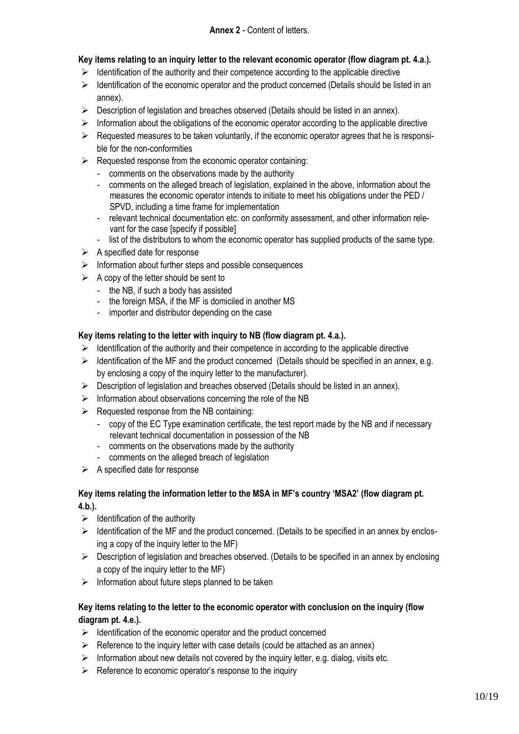**Annex 2** - Content of letters.

**Key items relating to an inquiry letter to the relevant economic operator (flow diagram pt. 4.a.).**

- Identification of the authority and their competence according to the applicable directive
- Identification of the economic operator and the product concerned (Details should be listed in an annex).
- Description of legislation and breaches observed (Details should be listed in an annex).
- Information about the obligations of the economic operator according to the applicable directive
- Requested measures to be taken voluntarily, if the economic operator agrees that he is responsible for the non-conformities
- Requested response from the economic operator containing:
  - comments on the observations made by the authority
  - comments on the alleged breach of legislation, explained in the above, information about the measures the economic operator intends to initiate to meet his obligations under the PED / SPVD, including a time frame for implementation
  - relevant technical documentation etc. on conformity assessment, and other information relevant for the case [specify if possible]
  - list of the distributors to whom the economic operator has supplied products of the same type.
- A specified date for response
- Information about further steps and possible consequences
- A copy of the letter should be sent to
  - the NB, if such a body has assisted
  - the foreign MSA, if the MF is domiciled in another MS
  - importer and distributor depending on the case

**Key items relating to the letter with inquiry to NB (flow diagram pt. 4.a.).**

- Identification of the authority and their competence in according to the applicable directive
- Identification of the MF and the product concerned (Details should be specified in an annex, e.g. by enclosing a copy of the inquiry letter to the manufacturer).
- Description of legislation and breaches observed (Details should be listed in an annex).
- Information about observations concerning the role of the NB
- Requested response from the NB containing:
  - copy of the EC Type examination certificate, the test report made by the NB and if necessary relevant technical documentation in possession of the NB
  - comments on the observations made by the authority
  - comments on the alleged breach of legislation
- A specified date for response

**Key items relating the information letter to the MSA in MF's country 'MSA2' (flow diagram pt. 4.b.).**

- Identification of the authority
- Identification of the MF and the product concerned. (Details to be specified in an annex by enclosing a copy of the inquiry letter to the MF)
- Description of legislation and breaches observed. (Details to be specified in an annex by enclosing a copy of the inquiry letter to the MF)
- Information about future steps planned to be taken

**Key items relating to the letter to the economic operator with conclusion on the inquiry (flow diagram pt. 4.e.).**

- Identification of the economic operator and the product concerned
- Reference to the inquiry letter with case details (could be attached as an annex)
- Information about new details not covered by the inquiry letter, e.g. dialog, visits etc.
- Reference to economic operator's response to the inquiry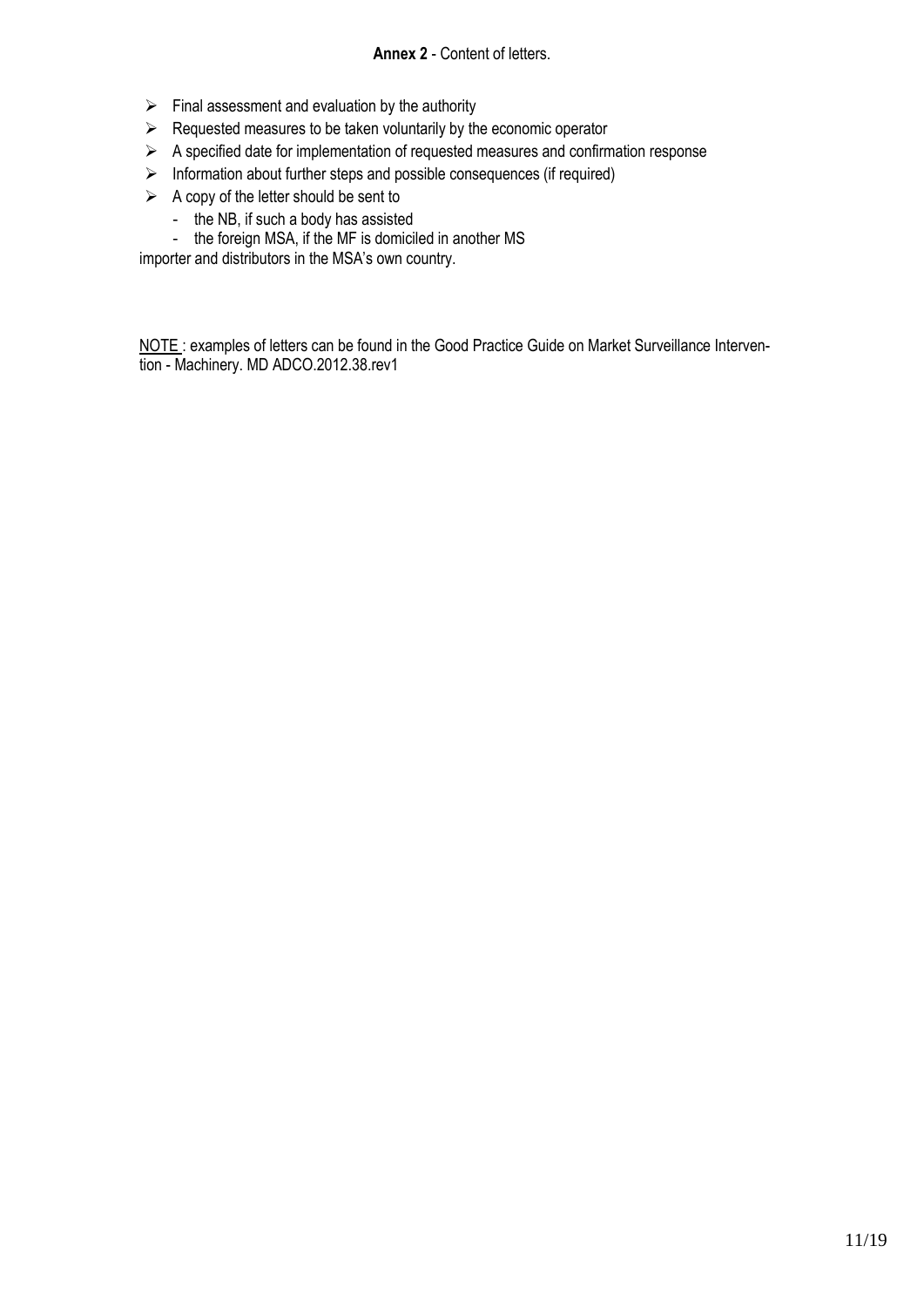**Annex 2** - Content of letters.

- Final assessment and evaluation by the authority
- Requested measures to be taken voluntarily by the economic operator
- A specified date for implementation of requested measures and confirmation response
- Information about further steps and possible consequences (if required)
- A copy of the letter should be sent to
    - the NB, if such a body has assisted
    - the foreign MSA, if the MF is domiciled in another MS

importer and distributors in the MSA's own country.

NOTE : examples of letters can be found in the Good Practice Guide on Market Surveillance Intervention - Machinery. MD ADCO.2012.38.rev1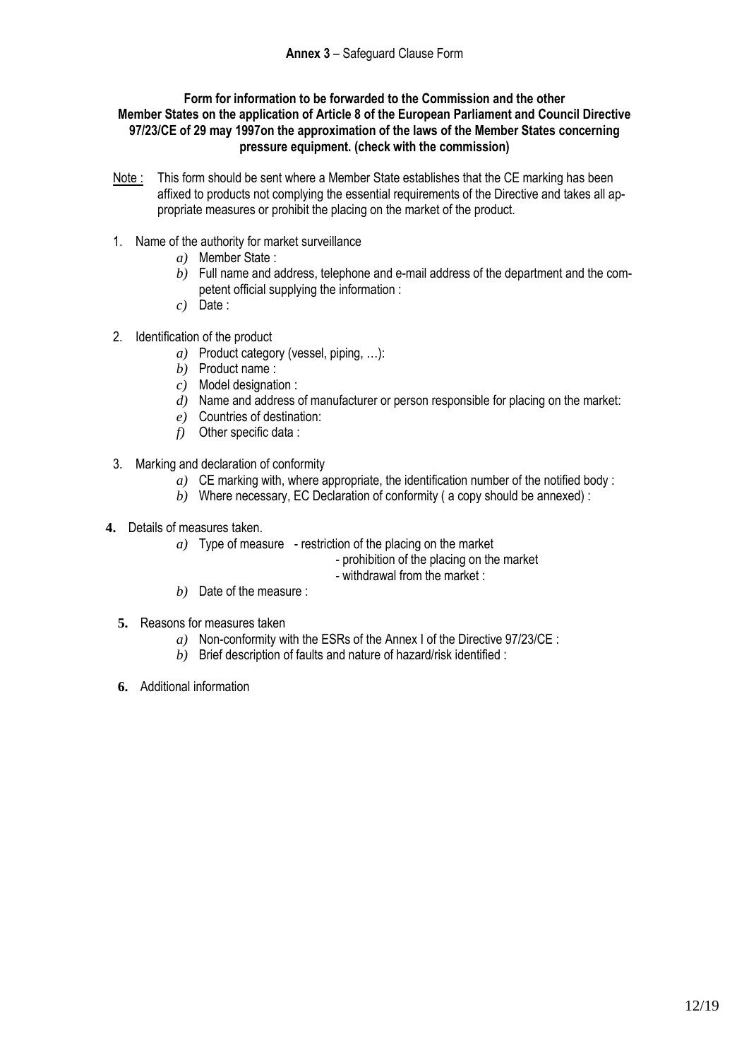**Annex 3** – Safeguard Clause Form

**Form for information to be forwarded to the Commission and the other Member States on the application of Article 8 of the European Parliament and Council Directive 97/23/CE of 29 may 1997on the approximation of the laws of the Member States concerning pressure equipment. (check with the commission)**

Note : This form should be sent where a Member State establishes that the CE marking has been affixed to products not complying the essential requirements of the Directive and takes all appropriate measures or prohibit the placing on the market of the product.

1. Name of the authority for market surveillance
   - *a)* Member State :
   - *b)* Full name and address, telephone and e-mail address of the department and the competent official supplying the information :
   - *c)* Date :

2. Identification of the product
   - *a)* Product category (vessel, piping, …):
   - *b)* Product name :
   - *c)* Model designation :
   - *d)* Name and address of manufacturer or person responsible for placing on the market:
   - *e)* Countries of destination:
   - *f)* Other specific data :

3. Marking and declaration of conformity
   - *a)* CE marking with, where appropriate, the identification number of the notified body :
   - *b)* Where necessary, EC Declaration of conformity ( a copy should be annexed) :

4. Details of measures taken.
   - *a)* Type of measure - restriction of the placing on the market
     - prohibition of the placing on the market
     - withdrawal from the market :
   - *b)* Date of the measure :

5. Reasons for measures taken
   - *a)* Non-conformity with the ESRs of the Annex I of the Directive 97/23/CE :
   - *b)* Brief description of faults and nature of hazard/risk identified :

6. Additional information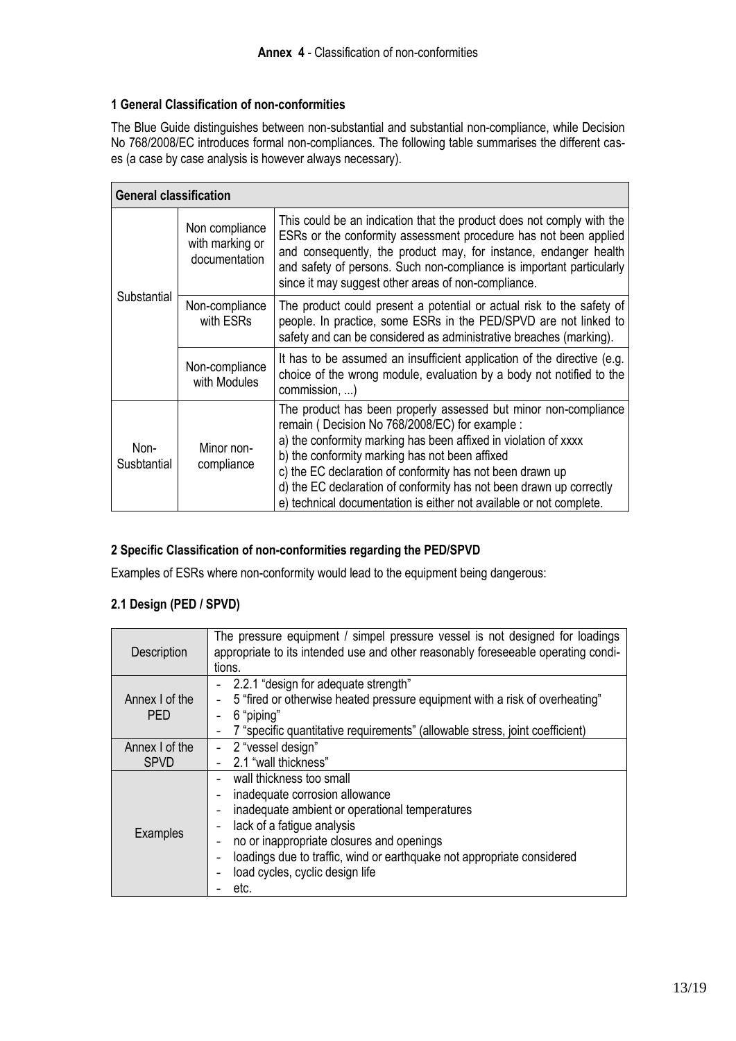**Annex 4** - Classification of non-conformities

### 1 General Classification of non-conformities

The Blue Guide distinguishes between non-substantial and substantial non-compliance, while Decision No 768/2008/EC introduces formal non-compliances. The following table summarises the different cases (a case by case analysis is however always necessary).

| **General classification** | | |
|---|---|---|
| Substantial | Non compliance with marking or documentation | This could be an indication that the product does not comply with the ESRs or the conformity assessment procedure has not been applied and consequently, the product may, for instance, endanger health and safety of persons. Such non-compliance is important particularly since it may suggest other areas of non-compliance. |
| | Non-compliance with ESRs | The product could present a potential or actual risk to the safety of people. In practice, some ESRs in the PED/SPVD are not linked to safety and can be considered as administrative breaches (marking). |
| | Non-compliance with Modules | It has to be assumed an insufficient application of the directive (e.g. choice of the wrong module, evaluation by a body not notified to the commission, ...) |
| Non-Susbtantial | Minor non-compliance | The product has been properly assessed but minor non-compliance remain ( Decision No 768/2008/EC) for example :<br>a) the conformity marking has been affixed in violation of xxxx<br>b) the conformity marking has not been affixed<br>c) the EC declaration of conformity has not been drawn up<br>d) the EC declaration of conformity has not been drawn up correctly<br>e) technical documentation is either not available or not complete. |

### 2 Specific Classification of non-conformities regarding the PED/SPVD

Examples of ESRs where non-conformity would lead to the equipment being dangerous:

#### 2.1 Design (PED / SPVD)

| Description | The pressure equipment / simpel pressure vessel is not designed for loadings appropriate to its intended use and other reasonably foreseeable operating conditions. |
|---|---|
| Annex I of the PED | - 2.2.1 "design for adequate strength"<br>- 5 "fired or otherwise heated pressure equipment with a risk of overheating"<br>- 6 "piping"<br>- 7 "specific quantitative requirements" (allowable stress, joint coefficient) |
| Annex I of the SPVD | - 2 "vessel design"<br>- 2.1 "wall thickness" |
| Examples | - wall thickness too small<br>- inadequate corrosion allowance<br>- inadequate ambient or operational temperatures<br>- lack of a fatigue analysis<br>- no or inappropriate closures and openings<br>- loadings due to traffic, wind or earthquake not appropriate considered<br>- load cycles, cyclic design life<br>- etc. |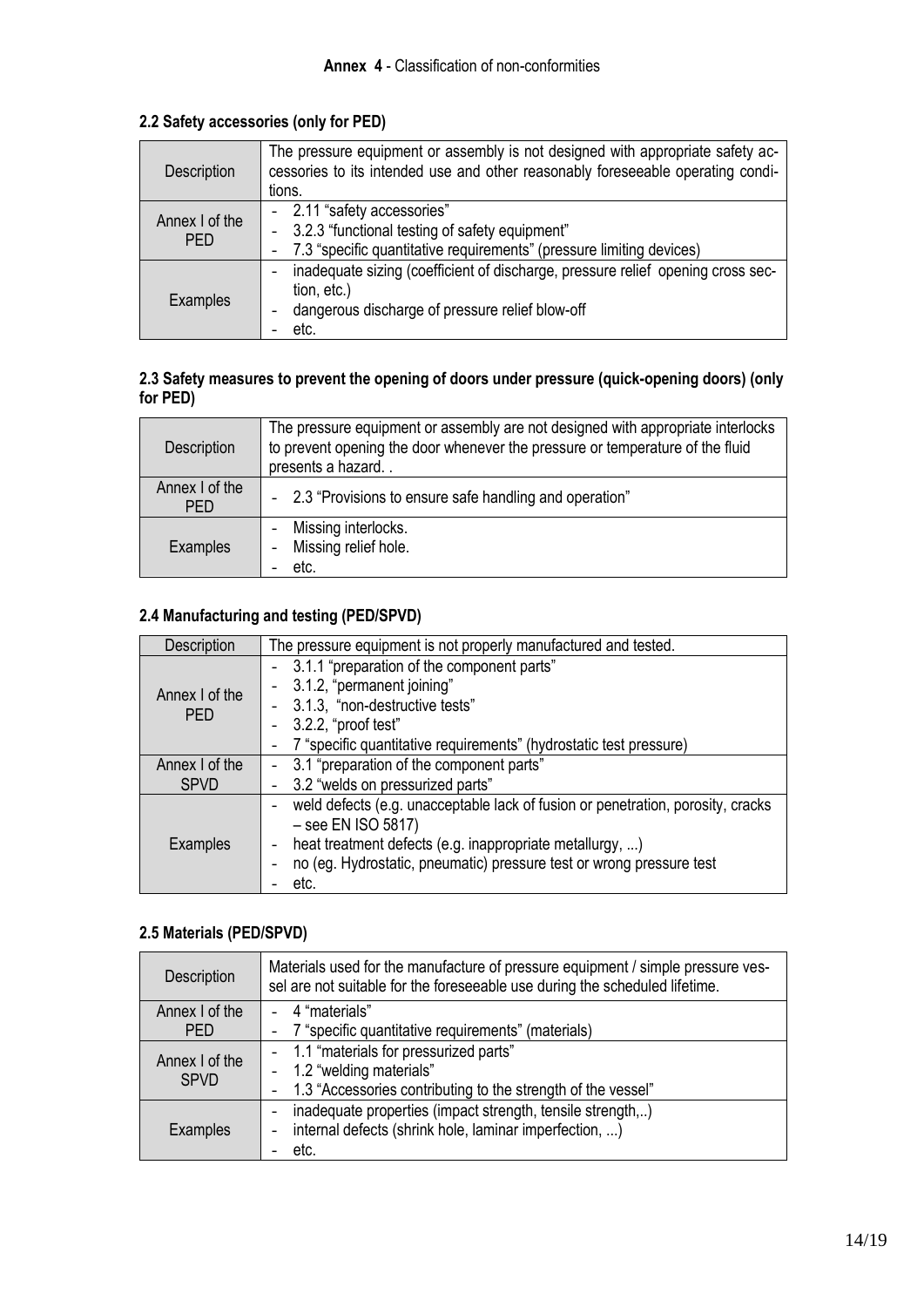**Annex 4** - Classification of non-conformities

### 2.2 Safety accessories (only for PED)

| | |
|---|---|
| Description | The pressure equipment or assembly is not designed with appropriate safety accessories to its intended use and other reasonably foreseeable operating conditions. |
| Annex I of the PED | - 2.11 "safety accessories"<br>- 3.2.3 "functional testing of safety equipment"<br>- 7.3 "specific quantitative requirements" (pressure limiting devices) |
| Examples | - inadequate sizing (coefficient of discharge, pressure relief opening cross section, etc.)<br>- dangerous discharge of pressure relief blow-off<br>- etc. |

### 2.3 Safety measures to prevent the opening of doors under pressure (quick-opening doors) (only for PED)

| | |
|---|---|
| Description | The pressure equipment or assembly are not designed with appropriate interlocks to prevent opening the door whenever the pressure or temperature of the fluid presents a hazard. . |
| Annex I of the PED | - 2.3 "Provisions to ensure safe handling and operation" |
| Examples | - Missing interlocks.<br>- Missing relief hole.<br>- etc. |

### 2.4 Manufacturing and testing (PED/SPVD)

| | |
|---|---|
| Description | The pressure equipment is not properly manufactured and tested. |
| Annex I of the PED | - 3.1.1 "preparation of the component parts"<br>- 3.1.2, "permanent joining"<br>- 3.1.3, "non-destructive tests"<br>- 3.2.2, "proof test"<br>- 7 "specific quantitative requirements" (hydrostatic test pressure) |
| Annex I of the SPVD | - 3.1 "preparation of the component parts"<br>- 3.2 "welds on pressurized parts" |
| Examples | - weld defects (e.g. unacceptable lack of fusion or penetration, porosity, cracks – see EN ISO 5817)<br>- heat treatment defects (e.g. inappropriate metallurgy, ...)<br>- no (eg. Hydrostatic, pneumatic) pressure test or wrong pressure test<br>- etc. |

### 2.5 Materials (PED/SPVD)

| | |
|---|---|
| Description | Materials used for the manufacture of pressure equipment / simple pressure vessel are not suitable for the foreseeable use during the scheduled lifetime. |
| Annex I of the PED | - 4 "materials"<br>- 7 "specific quantitative requirements" (materials) |
| Annex I of the SPVD | - 1.1 "materials for pressurized parts"<br>- 1.2 "welding materials"<br>- 1.3 "Accessories contributing to the strength of the vessel" |
| Examples | - inadequate properties (impact strength, tensile strength,..)<br>- internal defects (shrink hole, laminar imperfection, ...)<br>- etc. |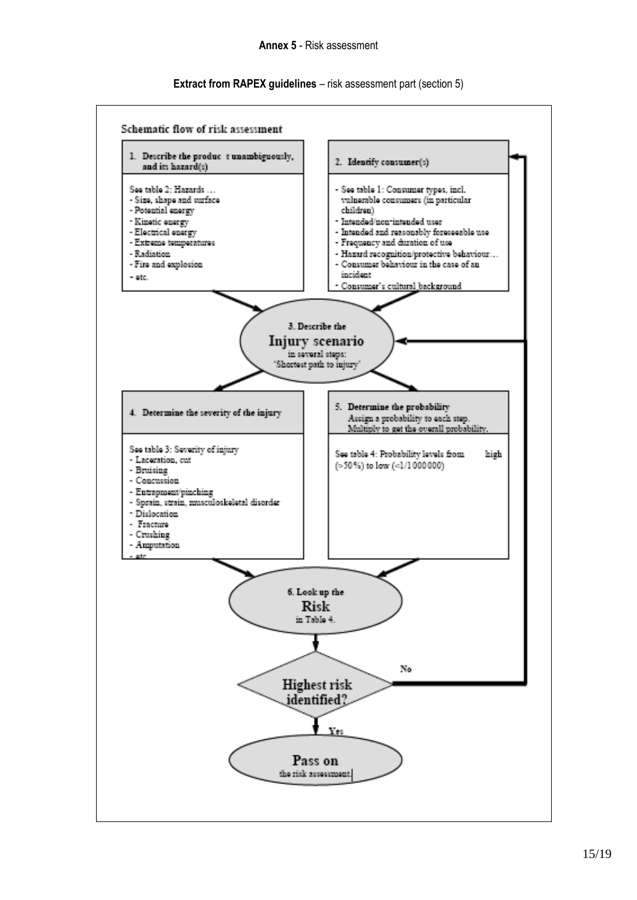**Annex 5** - Risk assessment

**Extract from RAPEX guidelines** – risk assessment part (section 5)

Schematic flow of risk assessment

**1. Describe the produc t unambiguously, and its hazard(s)**

See table 2: Hazards …
- Size, shape and surface
- Potential energy
- Kinetic energy
- Electrical energy
- Extreme temperatures
- Radiation
- Fire and explosion
- etc.

**2. Identify consumer(s)**

- See table 1: Consumer types, incl. vulnerable consumers (in particular children)
- Intended/non-intended user
- Intended and reasonably foreseeable use
- Frequency and duration of use
- Hazard recognition/protective behaviour…
- Consumer behaviour in the case of an incident
- Consumer's cultural background

**3. Describe the Injury scenario** in several steps: 'Shortest path to injury'

**4. Determine the severity of the injury**

See table 3: Severity of injury
- Laceration, cut
- Bruising
- Concussion
- Entrapment/pinching
- Sprain, strain, musculoskeletal disorder
- Dislocation
- Fracture
- Crushing
- Amputation
- etc.

**5. Determine the probability**
Assign a probability to each step.
Multiply to get the overall probability.

See table 4: Probability levels from high (>50%) to low (<1/1 000 000)

**6. Look up the Risk** in Table 4.

**Highest risk identified?**

No → return to 2. Identify consumer(s) / 3. Describe the Injury scenario

Yes →

**Pass on** the risk assessment.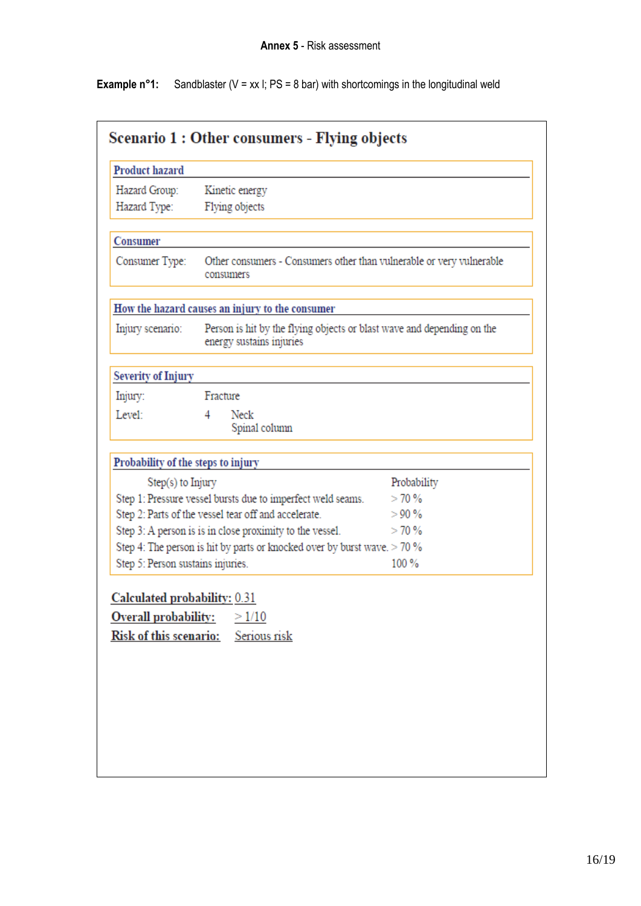**Annex 5** - Risk assessment

**Example n°1:** Sandblaster (V = xx l; PS = 8 bar) with shortcomings in the longitudinal weld

## Scenario 1 : Other consumers - Flying objects

### Product hazard

| | |
|---|---|
| Hazard Group: | Kinetic energy |
| Hazard Type: | Flying objects |

### Consumer

| | |
|---|---|
| Consumer Type: | Other consumers - Consumers other than vulnerable or very vulnerable consumers |

### How the hazard causes an injury to the consumer

| | |
|---|---|
| Injury scenario: | Person is hit by the flying objects or blast wave and depending on the energy sustains injuries |

### Severity of Injury

| | | |
|---|---|---|
| Injury: | Fracture | |
| Level: | 4 | Neck<br>Spinal column |

### Probability of the steps to injury

| Step(s) to Injury | Probability |
|---|---|
| Step 1: Pressure vessel bursts due to imperfect weld seams. | > 70 % |
| Step 2: Parts of the vessel tear off and accelerate. | > 90 % |
| Step 3: A person is is in close proximity to the vessel. | > 70 % |
| Step 4: The person is hit by parts or knocked over by burst wave. | > 70 % |
| Step 5: Person sustains injuries. | 100 % |

**Calculated probability:** 0.31

**Overall probability:** > 1/10

**Risk of this scenario:** Serious risk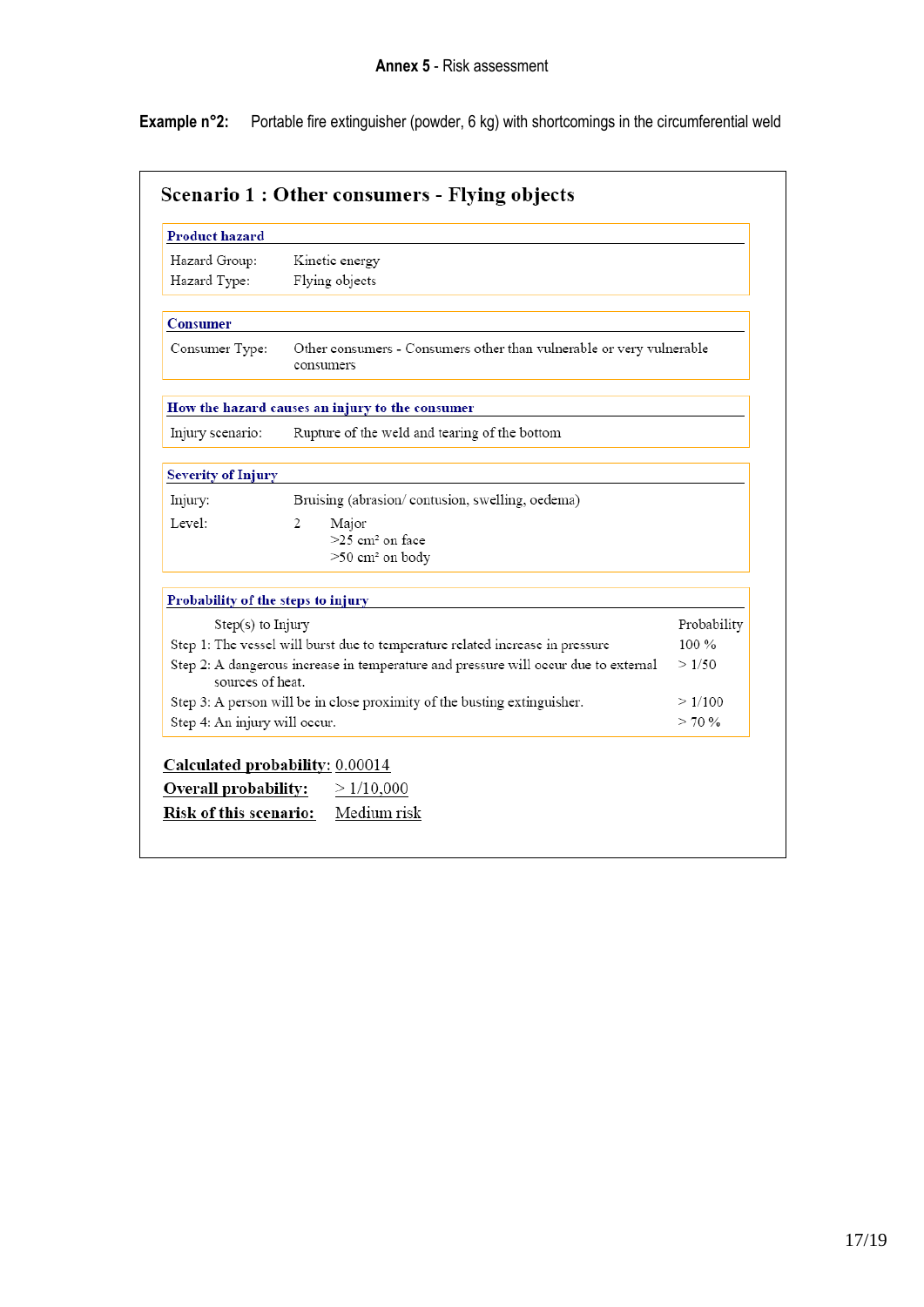**Annex 5** - Risk assessment

**Example n°2:** Portable fire extinguisher (powder, 6 kg) with shortcomings in the circumferential weld

## Scenario 1 : Other consumers - Flying objects

### Product hazard

| | |
|---|---|
| Hazard Group: | Kinetic energy |
| Hazard Type: | Flying objects |

### Consumer

| | |
|---|---|
| Consumer Type: | Other consumers - Consumers other than vulnerable or very vulnerable consumers |

### How the hazard causes an injury to the consumer

| | |
|---|---|
| Injury scenario: | Rupture of the weld and tearing of the bottom |

### Severity of Injury

| | | |
|---|---|---|
| Injury: | Bruising (abrasion/ contusion, swelling, oedema) | |
| Level: | 2 | Major<br>>25 cm² on face<br>>50 cm² on body |

### Probability of the steps to injury

| Step(s) to Injury | Probability |
|---|---|
| Step 1: The vessel will burst due to temperature related increase in pressure | 100 % |
| Step 2: A dangerous increase in temperature and pressure will occur due to external sources of heat. | > 1/50 |
| Step 3: A person will be in close proximity of the busting extinguisher. | > 1/100 |
| Step 4: An injury will occur. | > 70 % |

**Calculated probability:** 0.00014

**Overall probability:** > 1/10,000

**Risk of this scenario:** Medium risk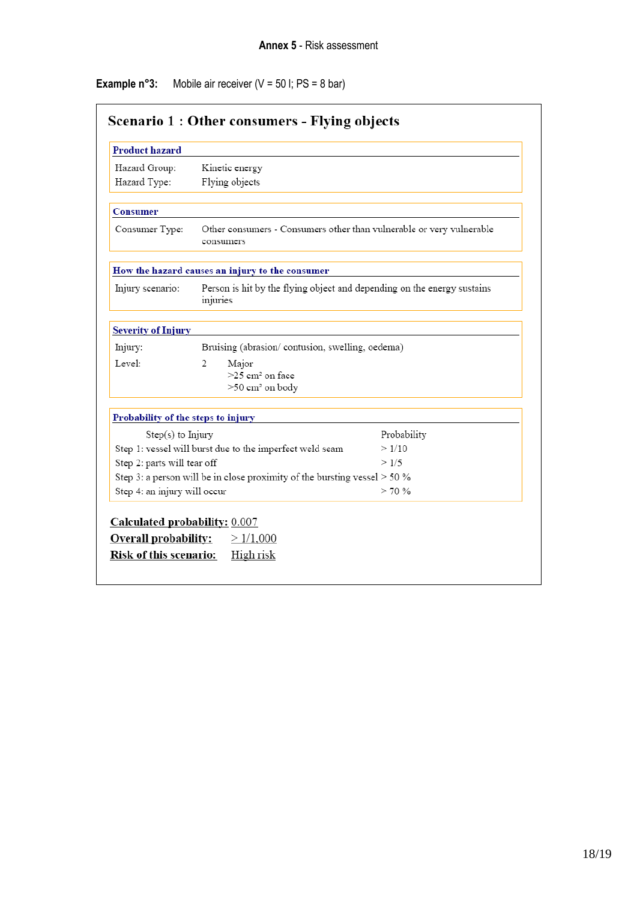**Annex 5** - Risk assessment

**Example n°3:** Mobile air receiver (V = 50 l; PS = 8 bar)

## Scenario 1 : Other consumers - Flying objects

### Product hazard

| | |
|---|---|
| Hazard Group: | Kinetic energy |
| Hazard Type: | Flying objects |

### Consumer

| | |
|---|---|
| Consumer Type: | Other consumers - Consumers other than vulnerable or very vulnerable consumers |

### How the hazard causes an injury to the consumer

| | |
|---|---|
| Injury scenario: | Person is hit by the flying object and depending on the energy sustains injuries |

### Severity of Injury

| | | |
|---|---|---|
| Injury: | Bruising (abrasion/ contusion, swelling, oedema) | |
| Level: | 2 | Major<br>>25 cm² on face<br>>50 cm² on body |

### Probability of the steps to injury

| Step(s) to Injury | Probability |
|---|---|
| Step 1: vessel will burst due to the imperfect weld seam | > 1/10 |
| Step 2: parts will tear off | > 1/5 |
| Step 3: a person will be in close proximity of the bursting vessel | > 50 % |
| Step 4: an injury will occur | > 70 % |

**Calculated probability:** 0.007

**Overall probability:** > 1/1,000

**Risk of this scenario:** High risk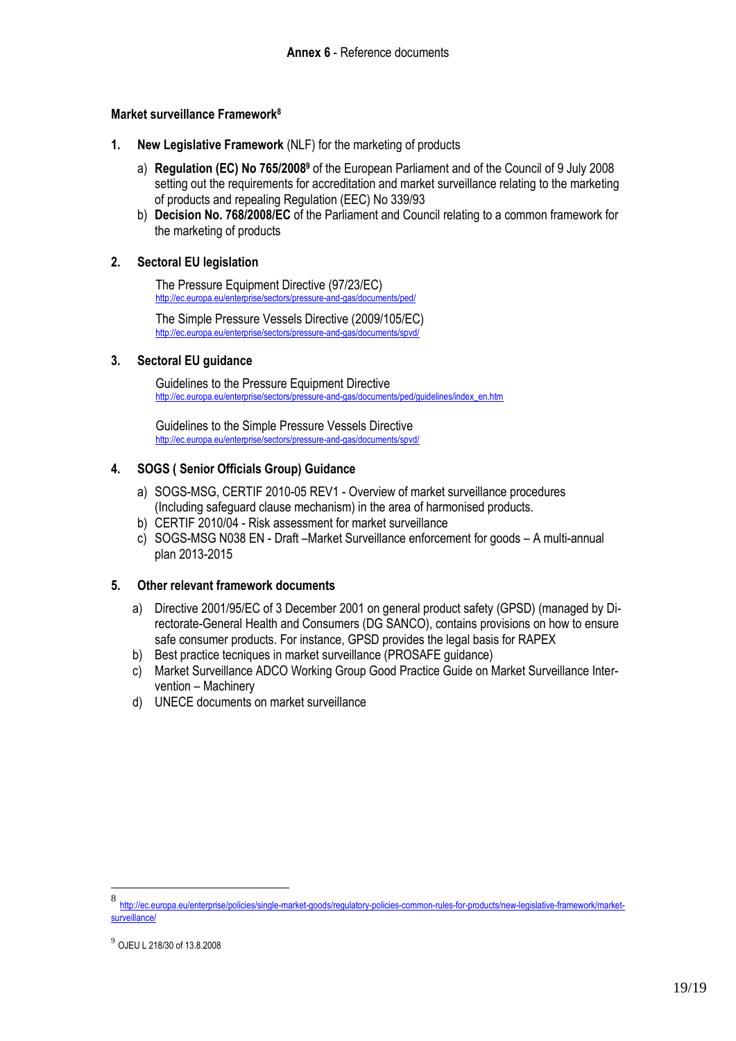## **Annex 6** - Reference documents

**Market surveillance Framework**[8]

1. **New Legislative Framework** (NLF) for the marketing of products

   a) **Regulation (EC) No 765/2008**[9] of the European Parliament and of the Council of 9 July 2008 setting out the requirements for accreditation and market surveillance relating to the marketing of products and repealing Regulation (EEC) No 339/93

   b) **Decision No. 768/2008/EC** of the Parliament and Council relating to a common framework for the marketing of products

2. **Sectoral EU legislation**

   The Pressure Equipment Directive (97/23/EC)
   http://ec.europa.eu/enterprise/sectors/pressure-and-gas/documents/ped/

   The Simple Pressure Vessels Directive (2009/105/EC)
   http://ec.europa.eu/enterprise/sectors/pressure-and-gas/documents/spvd/

3. **Sectoral EU guidance**

   Guidelines to the Pressure Equipment Directive
   http://ec.europa.eu/enterprise/sectors/pressure-and-gas/documents/ped/guidelines/index_en.htm

   Guidelines to the Simple Pressure Vessels Directive
   http://ec.europa.eu/enterprise/sectors/pressure-and-gas/documents/spvd/

4. **SOGS ( Senior Officials Group) Guidance**

   a) SOGS-MSG, CERTIF 2010-05 REV1 - Overview of market surveillance procedures (Including safeguard clause mechanism) in the area of harmonised products.

   b) CERTIF 2010/04 - Risk assessment for market surveillance

   c) SOGS-MSG N038 EN - Draft –Market Surveillance enforcement for goods – A multi-annual plan 2013-2015

5. **Other relevant framework documents**

   a) Directive 2001/95/EC of 3 December 2001 on general product safety (GPSD) (managed by Directorate-General Health and Consumers (DG SANCO), contains provisions on how to ensure safe consumer products. For instance, GPSD provides the legal basis for RAPEX

   b) Best practice tecniques in market surveillance (PROSAFE guidance)

   c) Market Surveillance ADCO Working Group Good Practice Guide on Market Surveillance Intervention – Machinery

   d) UNECE documents on market surveillance

---

[8] http://ec.europa.eu/enterprise/policies/single-market-goods/regulatory-policies-common-rules-for-products/new-legislative-framework/market-surveillance/

[9] OJEU L 218/30 of 13.8.2008